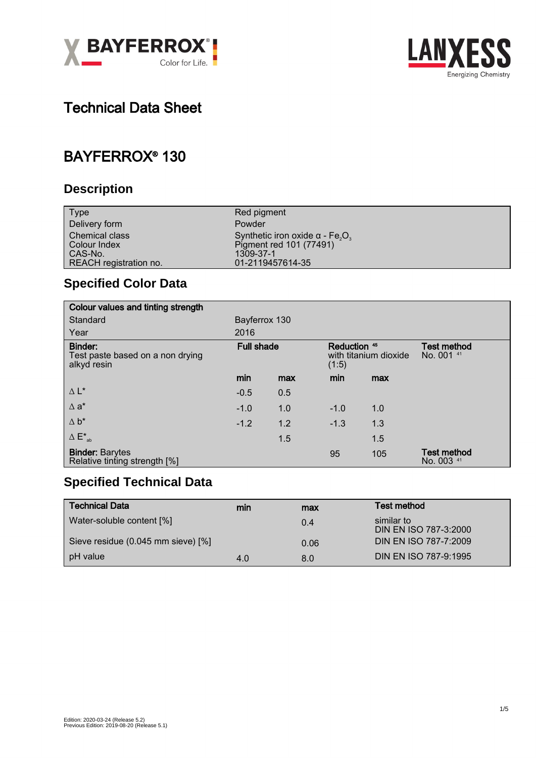# Technical Data Sheet

# BAYFERROX® 130

## Description

| | |
|---|---|
| Type | Red pigment |
| Delivery form | Powder |
| Chemical class | Synthetic iron oxide α - $Fe_2O_3$ |
| Colour Index | Pigment red 101 (77491) |
| CAS-No. | 1309-37-1 |
| REACH registration no. | 01-2119457614-35 |

## Specified Color Data

| **Colour values and tinting strength** | | | | | |
|---|---|---|---|---|---|
| Standard | Bayferrox 130 | | | | |
| Year | 2016 | | | | |
| **Binder:** Test paste based on a non drying alkyd resin | **Full shade** | | **Reduction** [45] with titanium dioxide (1:5) | | **Test method** No. 001 [41] |
| | **min** | **max** | **min** | **max** | |
| Δ L* | -0.5 | 0.5 | | | |
| Δ a* | -1.0 | 1.0 | -1.0 | 1.0 | |
| Δ b* | -1.2 | 1.2 | -1.3 | 1.3 | |
| Δ $E^*_{ab}$ | | 1.5 | | 1.5 | |
| **Binder:** Barytes Relative tinting strength [%] | | | 95 | 105 | **Test method** No. 003 [41] |

## Specified Technical Data

| **Technical Data** | **min** | **max** | **Test method** |
|---|---|---|---|
| Water-soluble content [%] | | 0.4 | similar to DIN EN ISO 787-3:2000 |
| Sieve residue (0.045 mm sieve) [%] | | 0.06 | DIN EN ISO 787-7:2009 |
| pH value | 4.0 | 8.0 | DIN EN ISO 787-9:1995 |

Edition: 2020-03-24 (Release 5.2)
Previous Edition: 2019-08-20 (Release 5.1)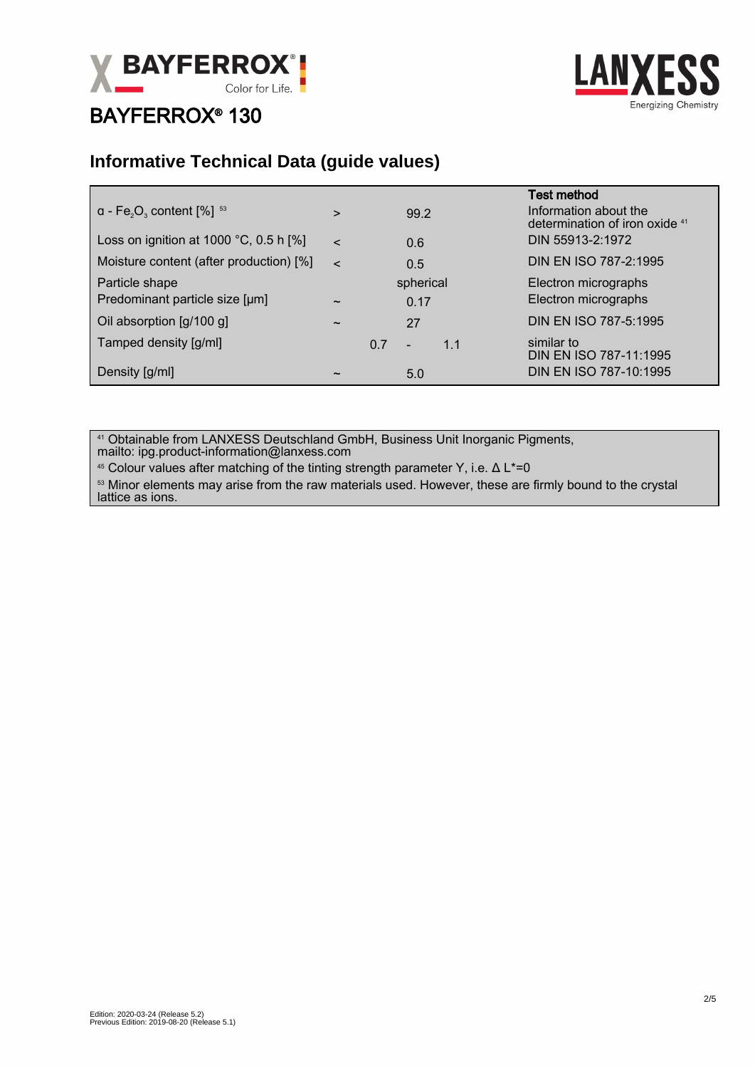# BAYFERROX® 130

## Informative Technical Data (guide values)

| Property | | Value | Test method |
|---|---|---|---|
| α - $Fe_2O_3$ content [%] [53] | > | 99.2 | Information about the determination of iron oxide [41] |
| Loss on ignition at 1000 °C, 0.5 h [%] | < | 0.6 | DIN 55913-2:1972 |
| Moisture content (after production) [%] | < | 0.5 | DIN EN ISO 787-2:1995 |
| Particle shape | | spherical | Electron micrographs |
| Predominant particle size [µm] | ~ | 0.17 | Electron micrographs |
| Oil absorption [g/100 g] | ~ | 27 | DIN EN ISO 787-5:1995 |
| Tamped density [g/ml] | | 0.7 - 1.1 | similar to DIN EN ISO 787-11:1995 |
| Density [g/ml] | ~ | 5.0 | DIN EN ISO 787-10:1995 |

[41] Obtainable from LANXESS Deutschland GmbH, Business Unit Inorganic Pigments, mailto: ipg.product-information@lanxess.com

[45] Colour values after matching of the tinting strength parameter Y, i.e. Δ L*=0

[53] Minor elements may arise from the raw materials used. However, these are firmly bound to the crystal lattice as ions.

Edition: 2020-03-24 (Release 5.2)
Previous Edition: 2019-08-20 (Release 5.1)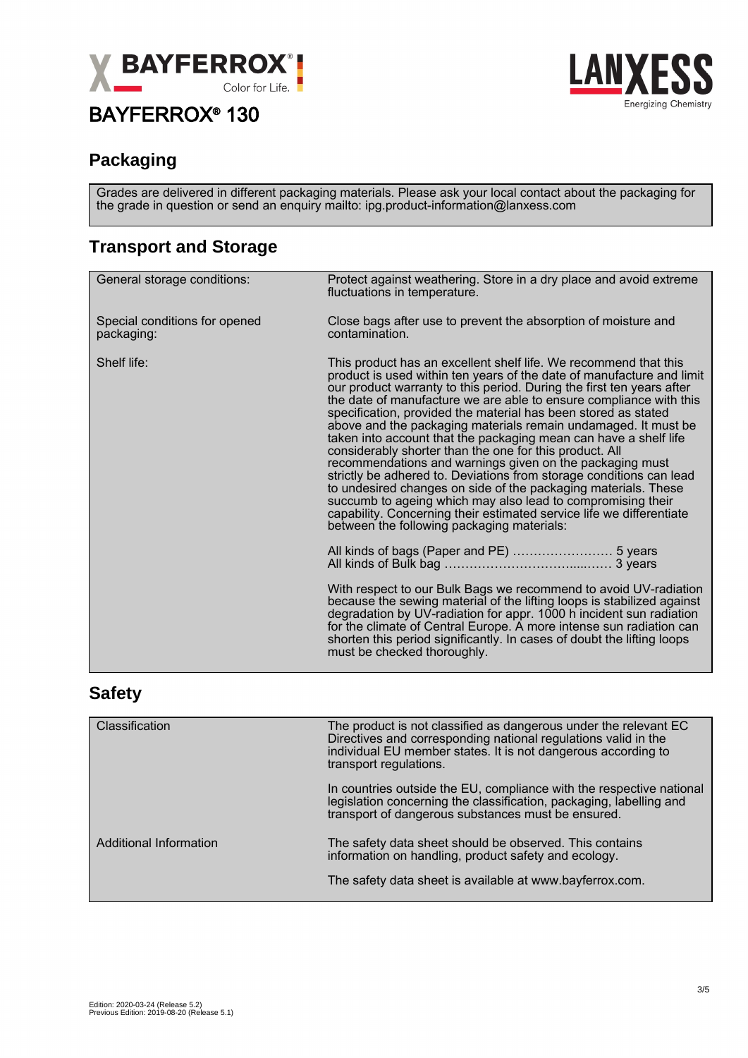# BAYFERROX® 130

## Packaging

Grades are delivered in different packaging materials. Please ask your local contact about the packaging for the grade in question or send an enquiry mailto: ipg.product-information@lanxess.com

## Transport and Storage

| | |
|---|---|
| General storage conditions: | Protect against weathering. Store in a dry place and avoid extreme fluctuations in temperature. |
| Special conditions for opened packaging: | Close bags after use to prevent the absorption of moisture and contamination. |
| Shelf life: | This product has an excellent shelf life. We recommend that this product is used within ten years of the date of manufacture and limit our product warranty to this period. During the first ten years after the date of manufacture we are able to ensure compliance with this specification, provided the material has been stored as stated above and the packaging materials remain undamaged. It must be taken into account that the packaging mean can have a shelf life considerably shorter than the one for this product. All recommendations and warnings given on the packaging must strictly be adhered to. Deviations from storage conditions can lead to undesired changes on side of the packaging materials. These succumb to ageing which may also lead to compromising their capability. Concerning their estimated service life we differentiate between the following packaging materials:<br><br>All kinds of bags (Paper and PE) …………………… 5 years<br>All kinds of Bulk bag ………………………….…… 3 years<br><br>With respect to our Bulk Bags we recommend to avoid UV-radiation because the sewing material of the lifting loops is stabilized against degradation by UV-radiation for appr. 1000 h incident sun radiation for the climate of Central Europe. A more intense sun radiation can shorten this period significantly. In cases of doubt the lifting loops must be checked thoroughly. |

## Safety

| | |
|---|---|
| Classification | The product is not classified as dangerous under the relevant EC Directives and corresponding national regulations valid in the individual EU member states. It is not dangerous according to transport regulations.<br><br>In countries outside the EU, compliance with the respective national legislation concerning the classification, packaging, labelling and transport of dangerous substances must be ensured. |
| Additional Information | The safety data sheet should be observed. This contains information on handling, product safety and ecology.<br><br>The safety data sheet is available at www.bayferrox.com. |

Edition: 2020-03-24 (Release 5.2)
Previous Edition: 2019-08-20 (Release 5.1)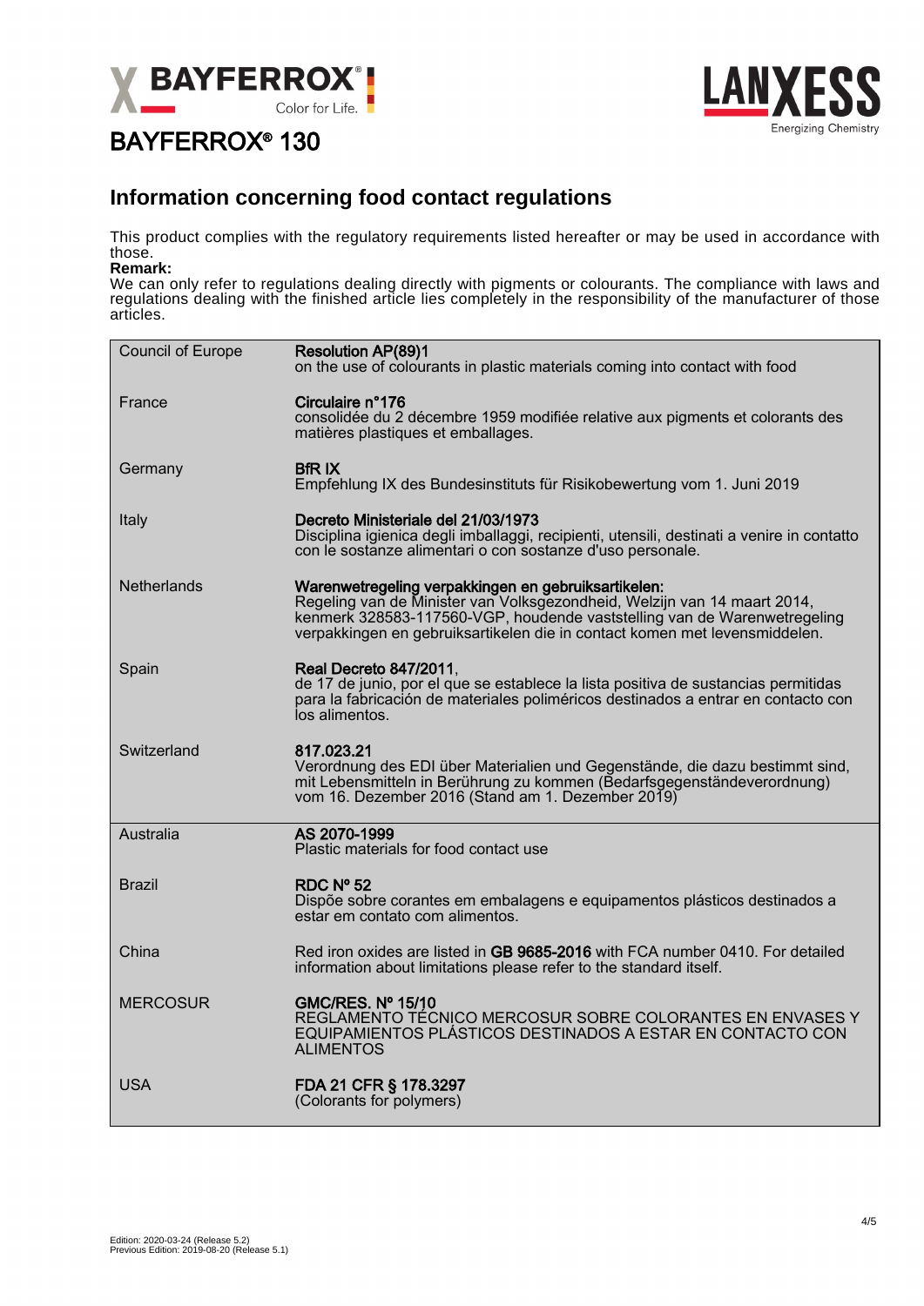BAYFERROX® 130

## Information concerning food contact regulations

This product complies with the regulatory requirements listed hereafter or may be used in accordance with those.

**Remark:**

We can only refer to regulations dealing directly with pigments or colourants. The compliance with laws and regulations dealing with the finished article lies completely in the responsibility of the manufacturer of those articles.

| | |
|---|---|
| Council of Europe | **Resolution AP(89)1**<br>on the use of colourants in plastic materials coming into contact with food |
| France | **Circulaire n°176**<br>consolidée du 2 décembre 1959 modifiée relative aux pigments et colorants des matières plastiques et emballages. |
| Germany | **BfR IX**<br>Empfehlung IX des Bundesinstituts für Risikobewertung vom 1. Juni 2019 |
| Italy | **Decreto Ministeriale del 21/03/1973**<br>Disciplina igienica degli imballaggi, recipienti, utensili, destinati a venire in contatto con le sostanze alimentari o con sostanze d'uso personale. |
| Netherlands | **Warenwetregeling verpakkingen en gebruiksartikelen:**<br>Regeling van de Minister van Volksgezondheid, Welzijn van 14 maart 2014, kenmerk 328583-117560-VGP, houdende vaststelling van de Warenwetregeling verpakkingen en gebruiksartikelen die in contact komen met levensmiddelen. |
| Spain | **Real Decreto 847/2011**,<br>de 17 de junio, por el que se establece la lista positiva de sustancias permitidas para la fabricación de materiales poliméricos destinados a entrar en contacto con los alimentos. |
| Switzerland | **817.023.21**<br>Verordnung des EDI über Materialien und Gegenstände, die dazu bestimmt sind, mit Lebensmitteln in Berührung zu kommen (Bedarfsgegenständeverordnung) vom 16. Dezember 2016 (Stand am 1. Dezember 2019) |
| Australia | **AS 2070-1999**<br>Plastic materials for food contact use |
| Brazil | **RDC Nº 52**<br>Dispõe sobre corantes em embalagens e equipamentos plásticos destinados a estar em contato com alimentos. |
| China | Red iron oxides are listed in **GB 9685-2016** with FCA number 0410. For detailed information about limitations please refer to the standard itself. |
| MERCOSUR | **GMC/RES. Nº 15/10**<br>REGLAMENTO TÉCNICO MERCOSUR SOBRE COLORANTES EN ENVASES Y EQUIPAMIENTOS PLÁSTICOS DESTINADOS A ESTAR EN CONTACTO CON ALIMENTOS |
| USA | **FDA 21 CFR § 178.3297**<br>(Colorants for polymers) |

Edition: 2020-03-24 (Release 5.2)
Previous Edition: 2019-08-20 (Release 5.1)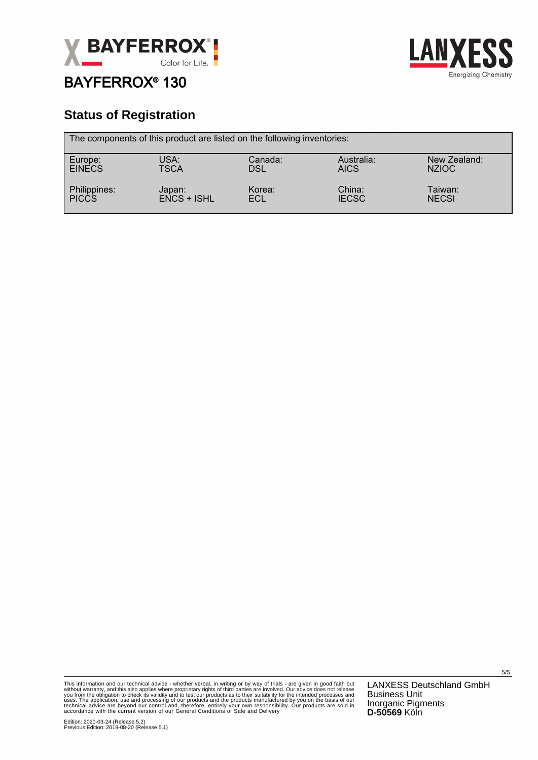# BAYFERROX® 130

## Status of Registration

The components of this product are listed on the following inventories:

| | | | | |
|---|---|---|---|---|
| Europe: EINECS | USA: TSCA | Canada: DSL | Australia: AICS | New Zealand: NZIOC |
| Philippines: PICCS | Japan: ENCS + ISHL | Korea: ECL | China: IECSC | Taiwan: NECSI |

This information and our technical advice - whether verbal, in writing or by way of trials - are given in good faith but without warranty, and this also applies where proprietary rights of third parties are involved. Our advice does not release you from the obligation to check its validity and to test our products as to their suitability for the intended processes and uses. The application, use and processing of our products and the products manufactured by you on the basis of our technical advice are beyond our control and, therefore, entirely your own responsibility. Our products are sold in accordance with the current version of our General Conditions of Sale and Delivery

LANXESS Deutschland GmbH
Business Unit
Inorganic Pigments
**D-50569** Köln

Edition: 2020-03-24 (Release 5.2)
Previous Edition: 2019-08-20 (Release 5.1)